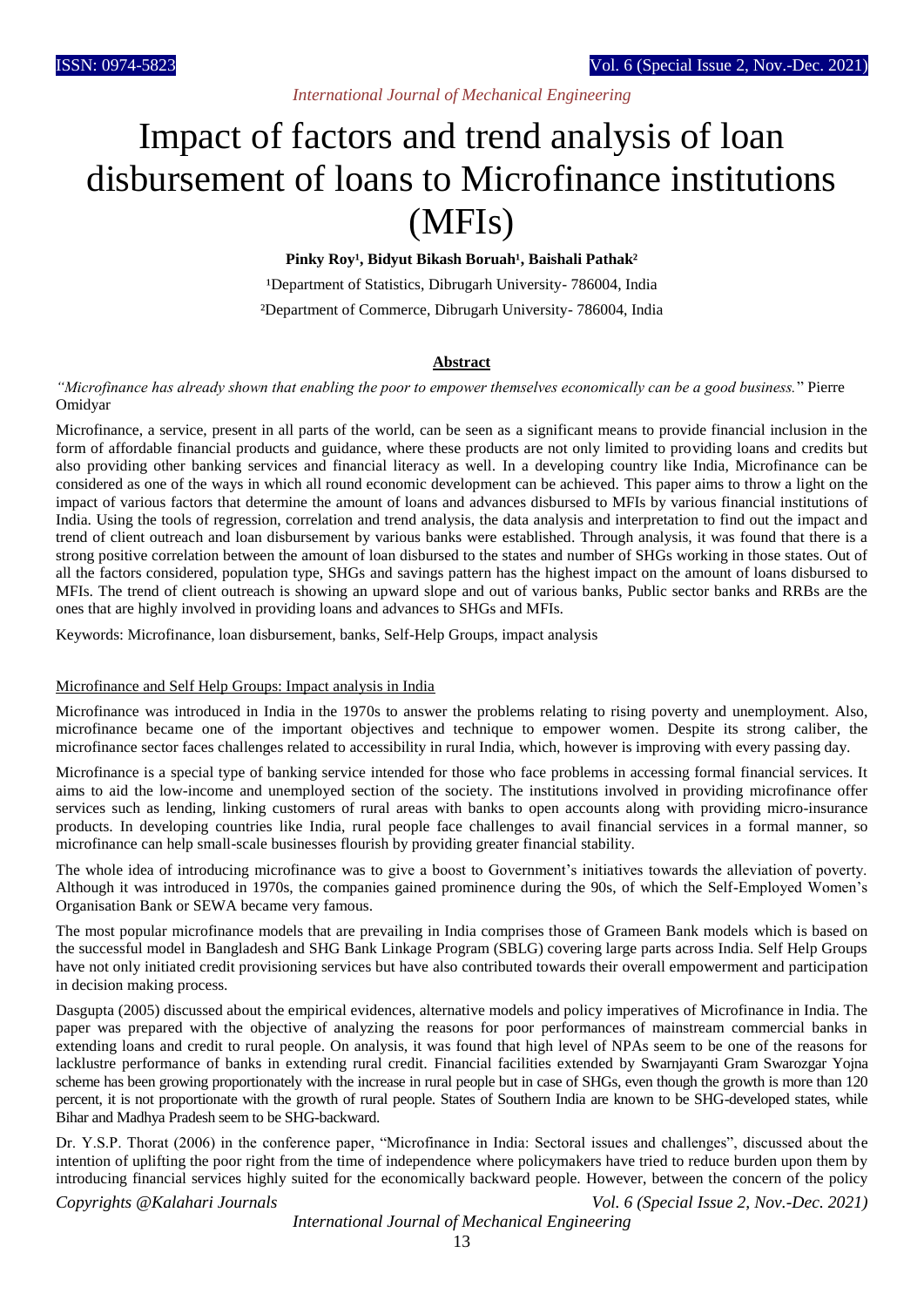# Impact of factors and trend analysis of loan disbursement of loans to Microfinance institutions (MFIs)

**Pinky Roy[1], Bidyut Bikash Boruah[1], Baishali Pathak[2]**

[1]Department of Statistics, Dibrugarh University- 786004, India

[2]Department of Commerce, Dibrugarh University- 786004, India

## Abstract

*"Microfinance has already shown that enabling the poor to empower themselves economically can be a good business."* Pierre Omidyar

Microfinance, a service, present in all parts of the world, can be seen as a significant means to provide financial inclusion in the form of affordable financial products and guidance, where these products are not only limited to providing loans and credits but also providing other banking services and financial literacy as well. In a developing country like India, Microfinance can be considered as one of the ways in which all round economic development can be achieved. This paper aims to throw a light on the impact of various factors that determine the amount of loans and advances disbursed to MFIs by various financial institutions of India. Using the tools of regression, correlation and trend analysis, the data analysis and interpretation to find out the impact and trend of client outreach and loan disbursement by various banks were established. Through analysis, it was found that there is a strong positive correlation between the amount of loan disbursed to the states and number of SHGs working in those states. Out of all the factors considered, population type, SHGs and savings pattern has the highest impact on the amount of loans disbursed to MFIs. The trend of client outreach is showing an upward slope and out of various banks, Public sector banks and RRBs are the ones that are highly involved in providing loans and advances to SHGs and MFIs.

Keywords: Microfinance, loan disbursement, banks, Self-Help Groups, impact analysis

## Microfinance and Self Help Groups: Impact analysis in India

Microfinance was introduced in India in the 1970s to answer the problems relating to rising poverty and unemployment. Also, microfinance became one of the important objectives and technique to empower women. Despite its strong caliber, the microfinance sector faces challenges related to accessibility in rural India, which, however is improving with every passing day.

Microfinance is a special type of banking service intended for those who face problems in accessing formal financial services. It aims to aid the low-income and unemployed section of the society. The institutions involved in providing microfinance offer services such as lending, linking customers of rural areas with banks to open accounts along with providing micro-insurance products. In developing countries like India, rural people face challenges to avail financial services in a formal manner, so microfinance can help small-scale businesses flourish by providing greater financial stability.

The whole idea of introducing microfinance was to give a boost to Government's initiatives towards the alleviation of poverty. Although it was introduced in 1970s, the companies gained prominence during the 90s, of which the Self-Employed Women's Organisation Bank or SEWA became very famous.

The most popular microfinance models that are prevailing in India comprises those of Grameen Bank models which is based on the successful model in Bangladesh and SHG Bank Linkage Program (SBLG) covering large parts across India. Self Help Groups have not only initiated credit provisioning services but have also contributed towards their overall empowerment and participation in decision making process.

Dasgupta (2005) discussed about the empirical evidences, alternative models and policy imperatives of Microfinance in India. The paper was prepared with the objective of analyzing the reasons for poor performances of mainstream commercial banks in extending loans and credit to rural people. On analysis, it was found that high level of NPAs seem to be one of the reasons for lacklustre performance of banks in extending rural credit. Financial facilities extended by Swarnjayanti Gram Swarozgar Yojna scheme has been growing proportionately with the increase in rural people but in case of SHGs, even though the growth is more than 120 percent, it is not proportionate with the growth of rural people. States of Southern India are known to be SHG-developed states, while Bihar and Madhya Pradesh seem to be SHG-backward.

Dr. Y.S.P. Thorat (2006) in the conference paper, "Microfinance in India: Sectoral issues and challenges", discussed about the intention of uplifting the poor right from the time of independence where policymakers have tried to reduce burden upon them by introducing financial services highly suited for the economically backward people. However, between the concern of the policy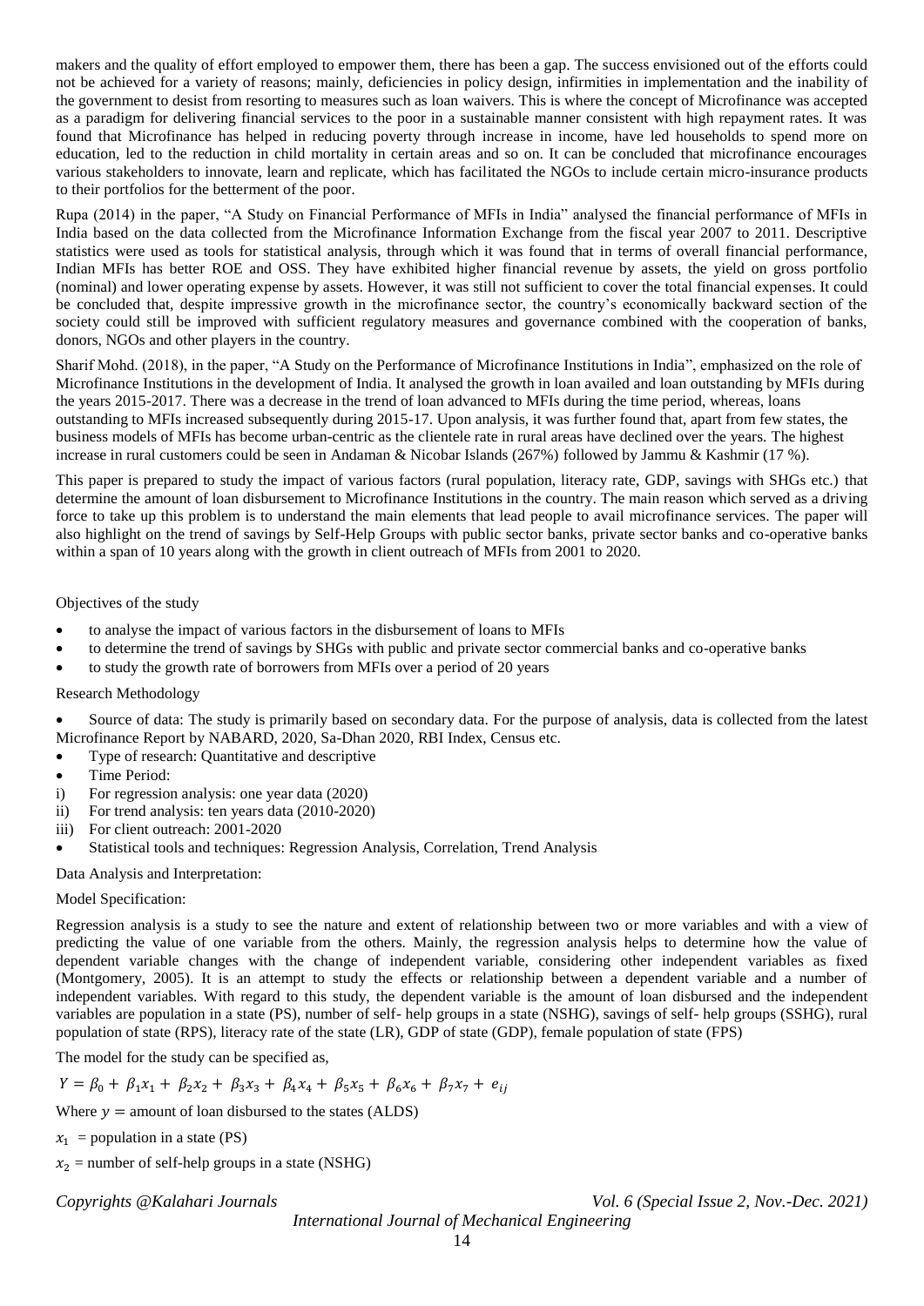makers and the quality of effort employed to empower them, there has been a gap. The success envisioned out of the efforts could not be achieved for a variety of reasons; mainly, deficiencies in policy design, infirmities in implementation and the inability of the government to desist from resorting to measures such as loan waivers. This is where the concept of Microfinance was accepted as a paradigm for delivering financial services to the poor in a sustainable manner consistent with high repayment rates. It was found that Microfinance has helped in reducing poverty through increase in income, have led households to spend more on education, led to the reduction in child mortality in certain areas and so on. It can be concluded that microfinance encourages various stakeholders to innovate, learn and replicate, which has facilitated the NGOs to include certain micro-insurance products to their portfolios for the betterment of the poor.

Rupa (2014) in the paper, "A Study on Financial Performance of MFIs in India" analysed the financial performance of MFIs in India based on the data collected from the Microfinance Information Exchange from the fiscal year 2007 to 2011. Descriptive statistics were used as tools for statistical analysis, through which it was found that in terms of overall financial performance, Indian MFIs has better ROE and OSS. They have exhibited higher financial revenue by assets, the yield on gross portfolio (nominal) and lower operating expense by assets. However, it was still not sufficient to cover the total financial expenses. It could be concluded that, despite impressive growth in the microfinance sector, the country's economically backward section of the society could still be improved with sufficient regulatory measures and governance combined with the cooperation of banks, donors, NGOs and other players in the country.

Sharif Mohd. (2018), in the paper, "A Study on the Performance of Microfinance Institutions in India", emphasized on the role of Microfinance Institutions in the development of India. It analysed the growth in loan availed and loan outstanding by MFIs during the years 2015-2017. There was a decrease in the trend of loan advanced to MFIs during the time period, whereas, loans outstanding to MFIs increased subsequently during 2015-17. Upon analysis, it was further found that, apart from few states, the business models of MFIs has become urban-centric as the clientele rate in rural areas have declined over the years. The highest increase in rural customers could be seen in Andaman & Nicobar Islands (267%) followed by Jammu & Kashmir (17 %).

This paper is prepared to study the impact of various factors (rural population, literacy rate, GDP, savings with SHGs etc.) that determine the amount of loan disbursement to Microfinance Institutions in the country. The main reason which served as a driving force to take up this problem is to understand the main elements that lead people to avail microfinance services. The paper will also highlight on the trend of savings by Self-Help Groups with public sector banks, private sector banks and co-operative banks within a span of 10 years along with the growth in client outreach of MFIs from 2001 to 2020.

Objectives of the study

- to analyse the impact of various factors in the disbursement of loans to MFIs
- to determine the trend of savings by SHGs with public and private sector commercial banks and co-operative banks
- to study the growth rate of borrowers from MFIs over a period of 20 years

Research Methodology

- Source of data: The study is primarily based on secondary data. For the purpose of analysis, data is collected from the latest Microfinance Report by NABARD, 2020, Sa-Dhan 2020, RBI Index, Census etc.
- Type of research: Quantitative and descriptive
- Time Period:

i) For regression analysis: one year data (2020)
ii) For trend analysis: ten years data (2010-2020)
iii) For client outreach: 2001-2020

- Statistical tools and techniques: Regression Analysis, Correlation, Trend Analysis

Data Analysis and Interpretation:

Model Specification:

Regression analysis is a study to see the nature and extent of relationship between two or more variables and with a view of predicting the value of one variable from the others. Mainly, the regression analysis helps to determine how the value of dependent variable changes with the change of independent variable, considering other independent variables as fixed (Montgomery, 2005). It is an attempt to study the effects or relationship between a dependent variable and a number of independent variables. With regard to this study, the dependent variable is the amount of loan disbursed and the independent variables are population in a state (PS), number of self- help groups in a state (NSHG), savings of self- help groups (SSHG), rural population of state (RPS), literacy rate of the state (LR), GDP of state (GDP), female population of state (FPS)

The model for the study can be specified as,

$$Y = \beta_0 + \beta_1 x_1 + \beta_2 x_2 + \beta_3 x_3 + \beta_4 x_4 + \beta_5 x_5 + \beta_6 x_6 + \beta_7 x_7 + e_{ij}$$

Where $y$ = amount of loan disbursed to the states (ALDS)

$x_1$ = population in a state (PS)

$x_2$ = number of self-help groups in a state (NSHG)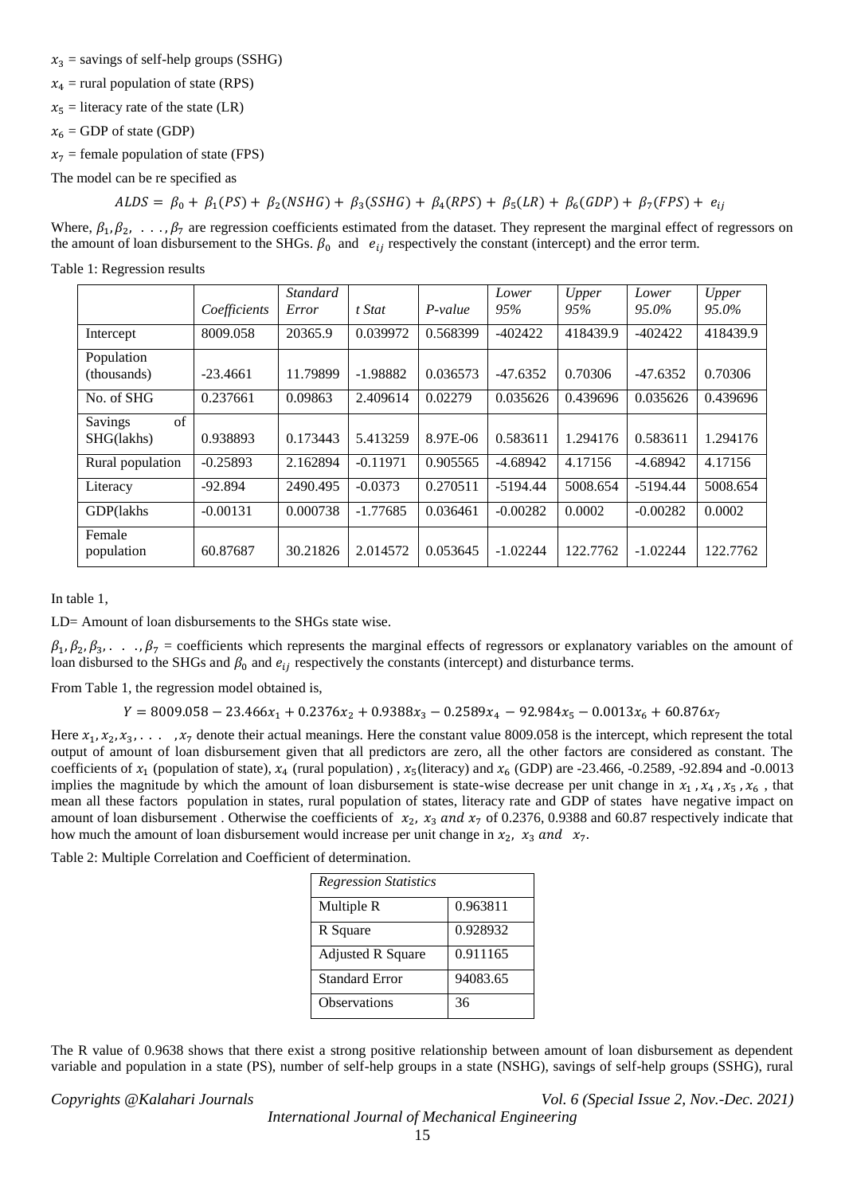$x_3$ = savings of self-help groups (SSHG)

$x_4$ = rural population of state (RPS)

$x_5$ = literacy rate of the state (LR)

$x_6$ = GDP of state (GDP)

$x_7$ = female population of state (FPS)

The model can be re specified as

$$ALDS = \beta_0 + \beta_1(PS) + \beta_2(NSHG) + \beta_3(SSHG) + \beta_4(RPS) + \beta_5(LR) + \beta_6(GDP) + \beta_7(FPS) + e_{ij}$$

Where, $\beta_1, \beta_2, \ldots, \beta_7$ are regression coefficients estimated from the dataset. They represent the marginal effect of regressors on the amount of loan disbursement to the SHGs. $\beta_0$ and $e_{ij}$ respectively the constant (intercept) and the error term.

Table 1: Regression results

| | *Coefficients* | *Standard Error* | *t Stat* | *P-value* | *Lower 95%* | *Upper 95%* | *Lower 95.0%* | *Upper 95.0%* |
|---|---|---|---|---|---|---|---|---|
| Intercept | 8009.058 | 20365.9 | 0.039972 | 0.568399 | -402422 | 418439.9 | -402422 | 418439.9 |
| Population (thousands) | -23.4661 | 11.79899 | -1.98882 | 0.036573 | -47.6352 | 0.70306 | -47.6352 | 0.70306 |
| No. of SHG | 0.237661 | 0.09863 | 2.409614 | 0.02279 | 0.035626 | 0.439696 | 0.035626 | 0.439696 |
| Savings of SHG(lakhs) | 0.938893 | 0.173443 | 5.413259 | 8.97E-06 | 0.583611 | 1.294176 | 0.583611 | 1.294176 |
| Rural population | -0.25893 | 2.162894 | -0.11971 | 0.905565 | -4.68942 | 4.17156 | -4.68942 | 4.17156 |
| Literacy | -92.894 | 2490.495 | -0.0373 | 0.270511 | -5194.44 | 5008.654 | -5194.44 | 5008.654 |
| GDP(lakhs | -0.00131 | 0.000738 | -1.77685 | 0.036461 | -0.00282 | 0.0002 | -0.00282 | 0.0002 |
| Female population | 60.87687 | 30.21826 | 2.014572 | 0.053645 | -1.02244 | 122.7762 | -1.02244 | 122.7762 |

In table 1,

LD= Amount of loan disbursements to the SHGs state wise.

$\beta_1, \beta_2, \beta_3, \ldots, \beta_7$ = coefficients which represents the marginal effects of regressors or explanatory variables on the amount of loan disbursed to the SHGs and $\beta_0$ and $e_{ij}$ respectively the constants (intercept) and disturbance terms.

From Table 1, the regression model obtained is,

$$Y = 8009.058 - 23.466x_1 + 0.2376x_2 + 0.9388x_3 - 0.2589x_4 - 92.984x_5 - 0.0013x_6 + 60.876x_7$$

Here $x_1, x_2, x_3, \ldots, x_7$ denote their actual meanings. Here the constant value 8009.058 is the intercept, which represent the total output of amount of loan disbursement given that all predictors are zero, all the other factors are considered as constant. The coefficients of $x_1$ (population of state), $x_4$ (rural population) , $x_5$(literacy) and $x_6$ (GDP) are -23.466, -0.2589, -92.894 and -0.0013 implies the magnitude by which the amount of loan disbursement is state-wise decrease per unit change in $x_1, x_4, x_5, x_6$ , that mean all these factors population in states, rural population of states, literacy rate and GDP of states have negative impact on amount of loan disbursement . Otherwise the coefficients of $x_2$, $x_3$ *and* $x_7$ of 0.2376, 0.9388 and 60.87 respectively indicate that how much the amount of loan disbursement would increase per unit change in $x_2$, $x_3$ *and* $x_7$.

Table 2: Multiple Correlation and Coefficient of determination.

| *Regression Statistics* | |
|---|---|
| Multiple R | 0.963811 |
| R Square | 0.928932 |
| Adjusted R Square | 0.911165 |
| Standard Error | 94083.65 |
| Observations | 36 |

The R value of 0.9638 shows that there exist a strong positive relationship between amount of loan disbursement as dependent variable and population in a state (PS), number of self-help groups in a state (NSHG), savings of self-help groups (SSHG), rural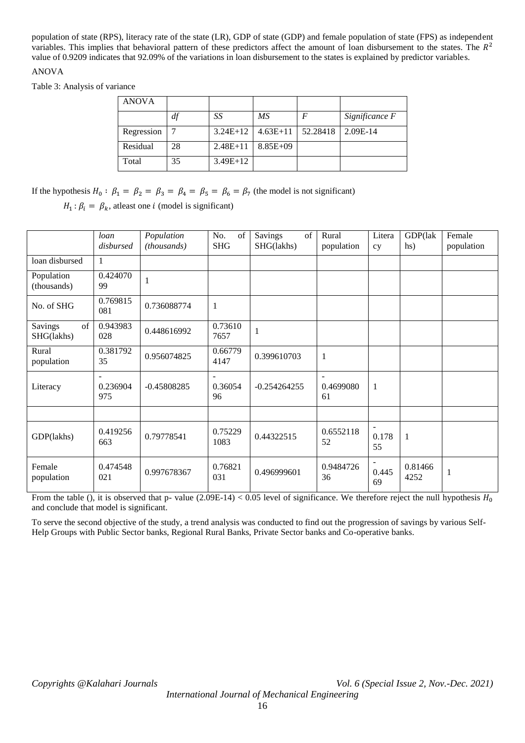population of state (RPS), literacy rate of the state (LR), GDP of state (GDP) and female population of state (FPS) as independent variables. This implies that behavioral pattern of these predictors affect the amount of loan disbursement to the states. The $R^2$ value of 0.9209 indicates that 92.09% of the variations in loan disbursement to the states is explained by predictor variables.

ANOVA

Table 3: Analysis of variance

| ANOVA | | | | | |
|---|---|---|---|---|---|
| | *df* | *SS* | *MS* | *F* | *Significance F* |
| Regression | 7 | 3.24E+12 | 4.63E+11 | 52.28418 | 2.09E-14 |
| Residual | 28 | 2.48E+11 | 8.85E+09 | | |
| Total | 35 | 3.49E+12 | | | |

If the hypothesis $H_0: \beta_1 = \beta_2 = \beta_3 = \beta_4 = \beta_5 = \beta_6 = \beta_7$ (the model is not significant)

$H_1: \beta_i = \beta_k$, atleast one $i$ (model is significant)

| | *loan disbursed* | *Population (thousands)* | No. of SHG | Savings of SHG(lakhs) | Rural population | Literacy | GDP(lakhs) | Female population |
|---|---|---|---|---|---|---|---|---|
| loan disbursed | 1 | | | | | | | |
| Population (thousands) | 0.42407099 | 1 | | | | | | |
| No. of SHG | 0.769815081 | 0.736088774 | 1 | | | | | |
| Savings of SHG(lakhs) | 0.943983028 | 0.448616992 | 0.736107657 | 1 | | | | |
| Rural population | 0.38179235 | 0.956074825 | 0.667794147 | 0.399610703 | 1 | | | |
| Literacy | -0.236904975 | -0.45808285 | -0.3605496 | -0.254264255 | -0.469908061 | 1 | | |
| | | | | | | | | |
| GDP(lakhs) | 0.419256663 | 0.79778541 | 0.752291083 | 0.44322515 | 0.655211852 | -0.17855 | 1 | |
| Female population | 0.474548021 | 0.997678367 | 0.76821031 | 0.496999601 | 0.948472636 | -0.44569 | 0.814664252 | 1 |

From the table (), it is observed that p- value (2.09E-14) < 0.05 level of significance. We therefore reject the null hypothesis $H_0$ and conclude that model is significant.

To serve the second objective of the study, a trend analysis was conducted to find out the progression of savings by various Self-Help Groups with Public Sector banks, Regional Rural Banks, Private Sector banks and Co-operative banks.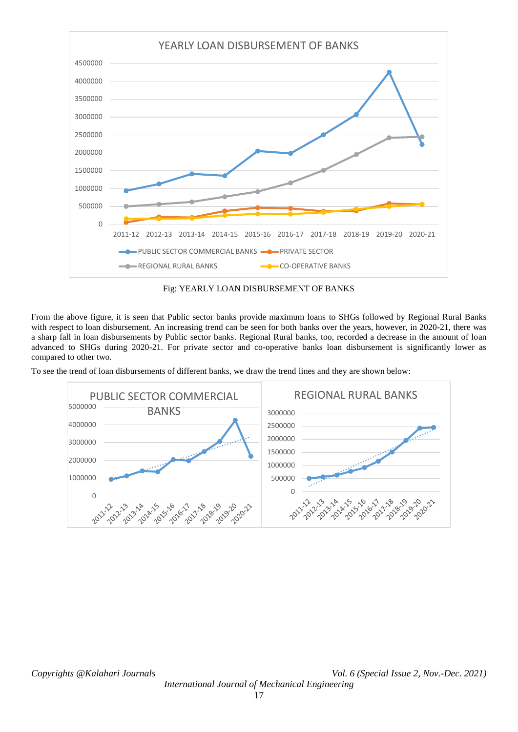Fig: YEARLY LOAN DISBURSEMENT OF BANKS

From the above figure, it is seen that Public sector banks provide maximum loans to SHGs followed by Regional Rural Banks with respect to loan disbursement. An increasing trend can be seen for both banks over the years, however, in 2020-21, there was a sharp fall in loan disbursements by Public sector banks. Regional Rural banks, too, recorded a decrease in the amount of loan advanced to SHGs during 2020-21. For private sector and co-operative banks loan disbursement is significantly lower as compared to other two.

To see the trend of loan disbursements of different banks, we draw the trend lines and they are shown below: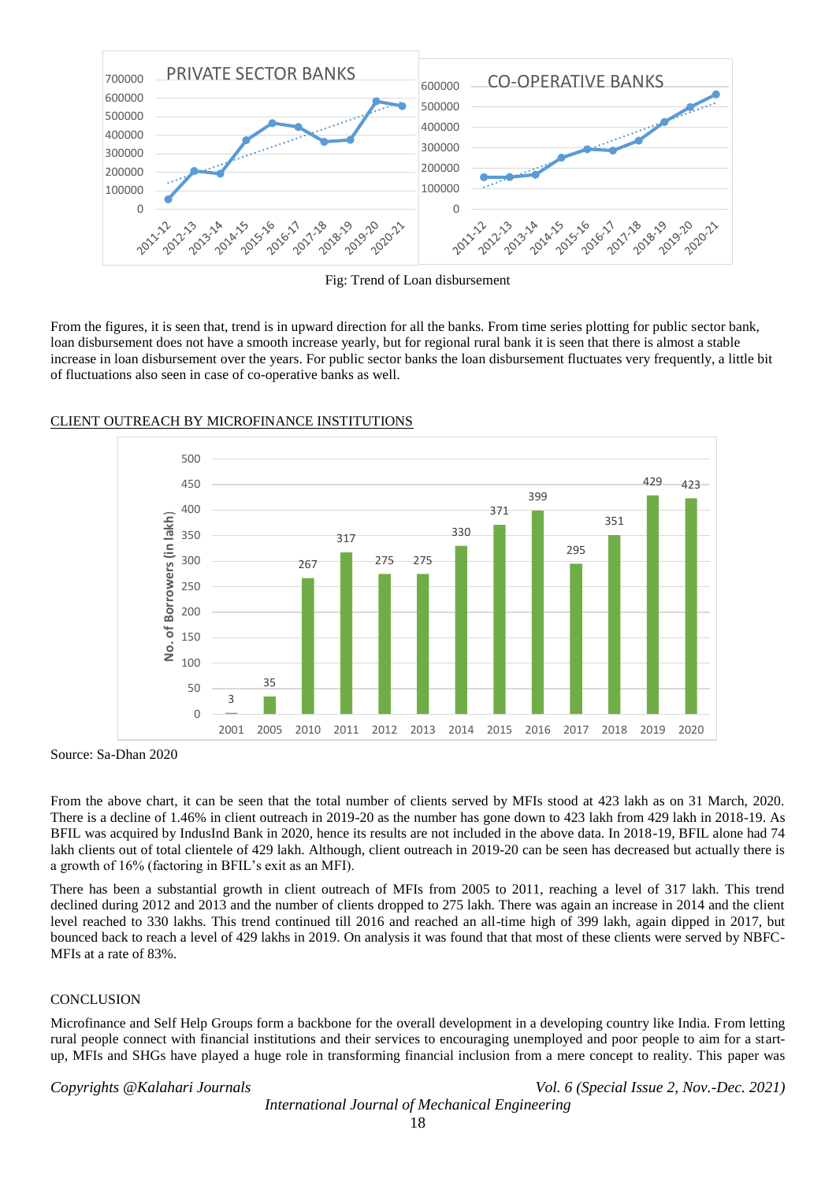Fig: Trend of Loan disbursement

From the figures, it is seen that, trend is in upward direction for all the banks. From time series plotting for public sector bank, loan disbursement does not have a smooth increase yearly, but for regional rural bank it is seen that there is almost a stable increase in loan disbursement over the years. For public sector banks the loan disbursement fluctuates very frequently, a little bit of fluctuations also seen in case of co-operative banks as well.

CLIENT OUTREACH BY MICROFINANCE INSTITUTIONS

Source: Sa-Dhan 2020

From the above chart, it can be seen that the total number of clients served by MFIs stood at 423 lakh as on 31 March, 2020. There is a decline of 1.46% in client outreach in 2019-20 as the number has gone down to 423 lakh from 429 lakh in 2018-19. As BFIL was acquired by IndusInd Bank in 2020, hence its results are not included in the above data. In 2018-19, BFIL alone had 74 lakh clients out of total clientele of 429 lakh. Although, client outreach in 2019-20 can be seen has decreased but actually there is a growth of 16% (factoring in BFIL's exit as an MFI).

There has been a substantial growth in client outreach of MFIs from 2005 to 2011, reaching a level of 317 lakh. This trend declined during 2012 and 2013 and the number of clients dropped to 275 lakh. There was again an increase in 2014 and the client level reached to 330 lakhs. This trend continued till 2016 and reached an all-time high of 399 lakh, again dipped in 2017, but bounced back to reach a level of 429 lakhs in 2019. On analysis it was found that that most of these clients were served by NBFC-MFIs at a rate of 83%.

CONCLUSION

Microfinance and Self Help Groups form a backbone for the overall development in a developing country like India. From letting rural people connect with financial institutions and their services to encouraging unemployed and poor people to aim for a start-up, MFIs and SHGs have played a huge role in transforming financial inclusion from a mere concept to reality. This paper was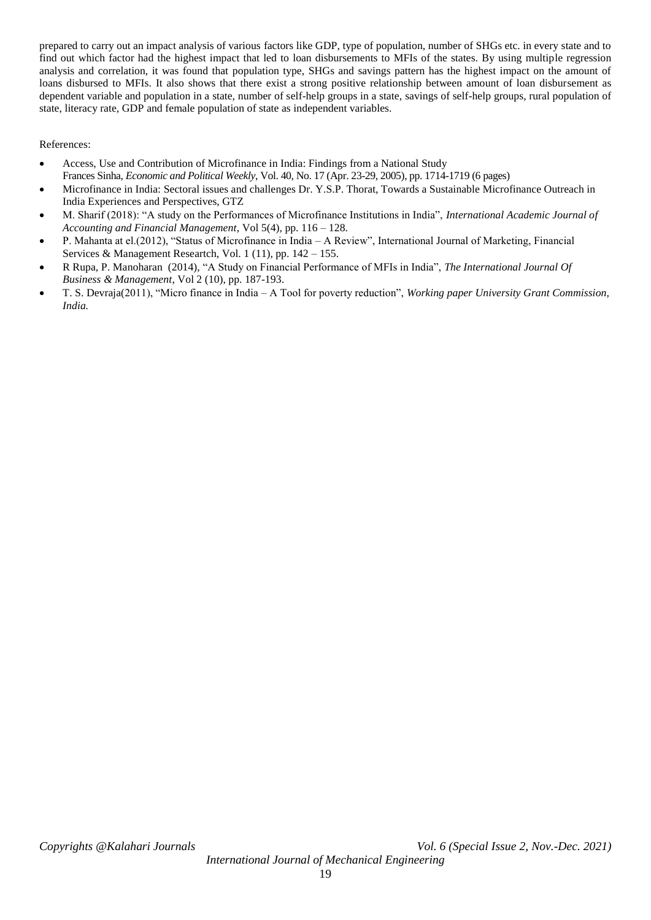prepared to carry out an impact analysis of various factors like GDP, type of population, number of SHGs etc. in every state and to find out which factor had the highest impact that led to loan disbursements to MFIs of the states. By using multiple regression analysis and correlation, it was found that population type, SHGs and savings pattern has the highest impact on the amount of loans disbursed to MFIs. It also shows that there exist a strong positive relationship between amount of loan disbursement as dependent variable and population in a state, number of self-help groups in a state, savings of self-help groups, rural population of state, literacy rate, GDP and female population of state as independent variables.

References:

- Access, Use and Contribution of Microfinance in India: Findings from a National Study
  Frances Sinha, *Economic and Political Weekly*, Vol. 40, No. 17 (Apr. 23-29, 2005), pp. 1714-1719 (6 pages)
- Microfinance in India: Sectoral issues and challenges Dr. Y.S.P. Thorat, Towards a Sustainable Microfinance Outreach in India Experiences and Perspectives, GTZ
- M. Sharif (2018): "A study on the Performances of Microfinance Institutions in India", *International Academic Journal of Accounting and Financial Management*, Vol 5(4), pp. 116 – 128.
- P. Mahanta at el.(2012), "Status of Microfinance in India – A Review", International Journal of Marketing, Financial Services & Management Researtch, Vol. 1 (11), pp. 142 – 155.
- R Rupa, P. Manoharan (2014), "A Study on Financial Performance of MFIs in India", *The International Journal Of Business & Management*, Vol 2 (10), pp. 187-193.
- T. S. Devraja(2011), "Micro finance in India – A Tool for poverty reduction", *Working paper University Grant Commission, India.*